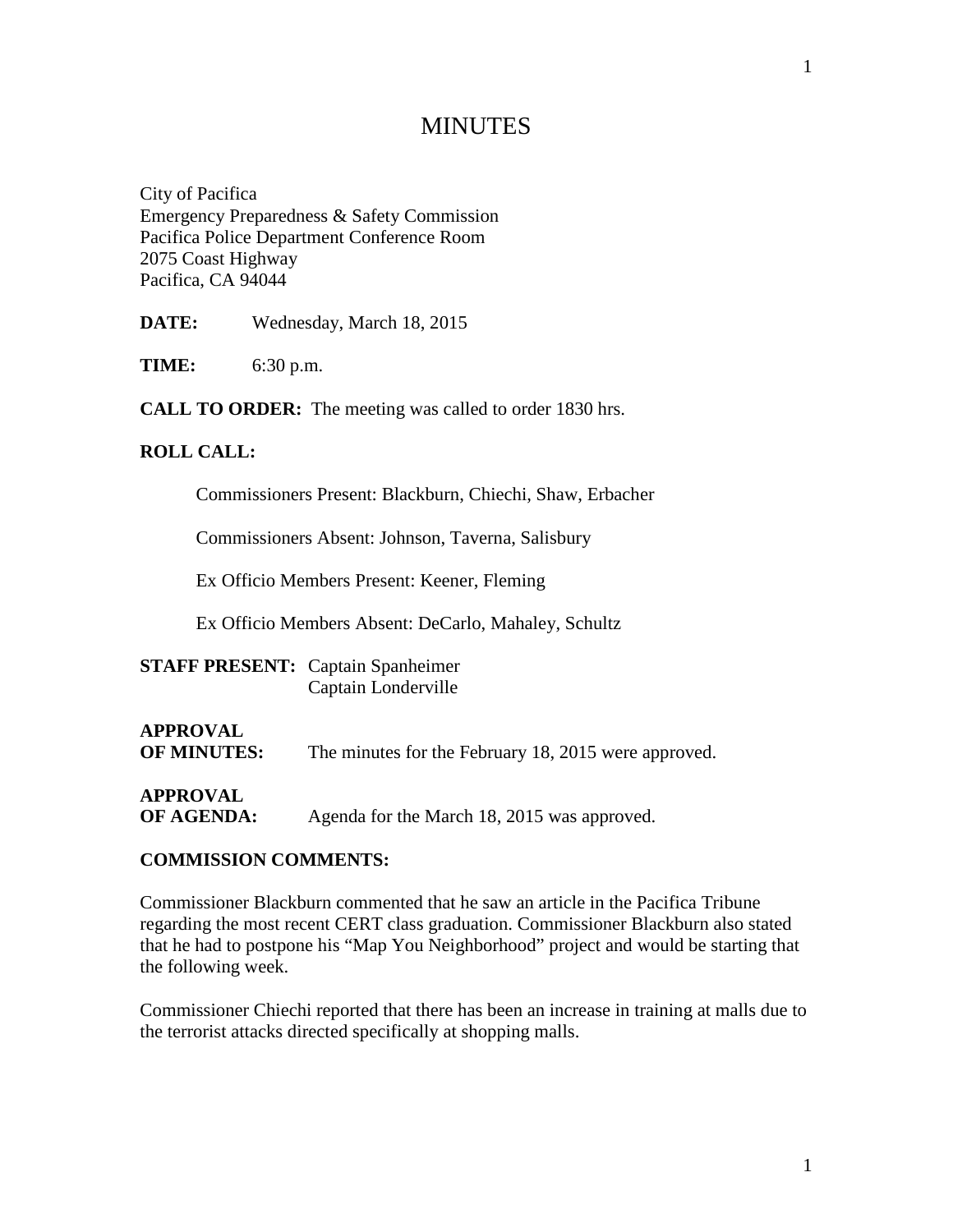# MINUTES

City of Pacifica
Emergency Preparedness & Safety Commission
Pacifica Police Department Conference Room
2075 Coast Highway
Pacifica, CA 94044

**DATE:** Wednesday, March 18, 2015

**TIME:** 6:30 p.m.

**CALL TO ORDER:** The meeting was called to order 1830 hrs.

**ROLL CALL:**

Commissioners Present: Blackburn, Chiechi, Shaw, Erbacher

Commissioners Absent: Johnson, Taverna, Salisbury

Ex Officio Members Present: Keener, Fleming

Ex Officio Members Absent: DeCarlo, Mahaley, Schultz

**STAFF PRESENT:** Captain Spanheimer
Captain Londerville

**APPROVAL OF MINUTES:** The minutes for the February 18, 2015 were approved.

**APPROVAL OF AGENDA:** Agenda for the March 18, 2015 was approved.

**COMMISSION COMMENTS:**

Commissioner Blackburn commented that he saw an article in the Pacifica Tribune regarding the most recent CERT class graduation. Commissioner Blackburn also stated that he had to postpone his "Map You Neighborhood" project and would be starting that the following week.

Commissioner Chiechi reported that there has been an increase in training at malls due to the terrorist attacks directed specifically at shopping malls.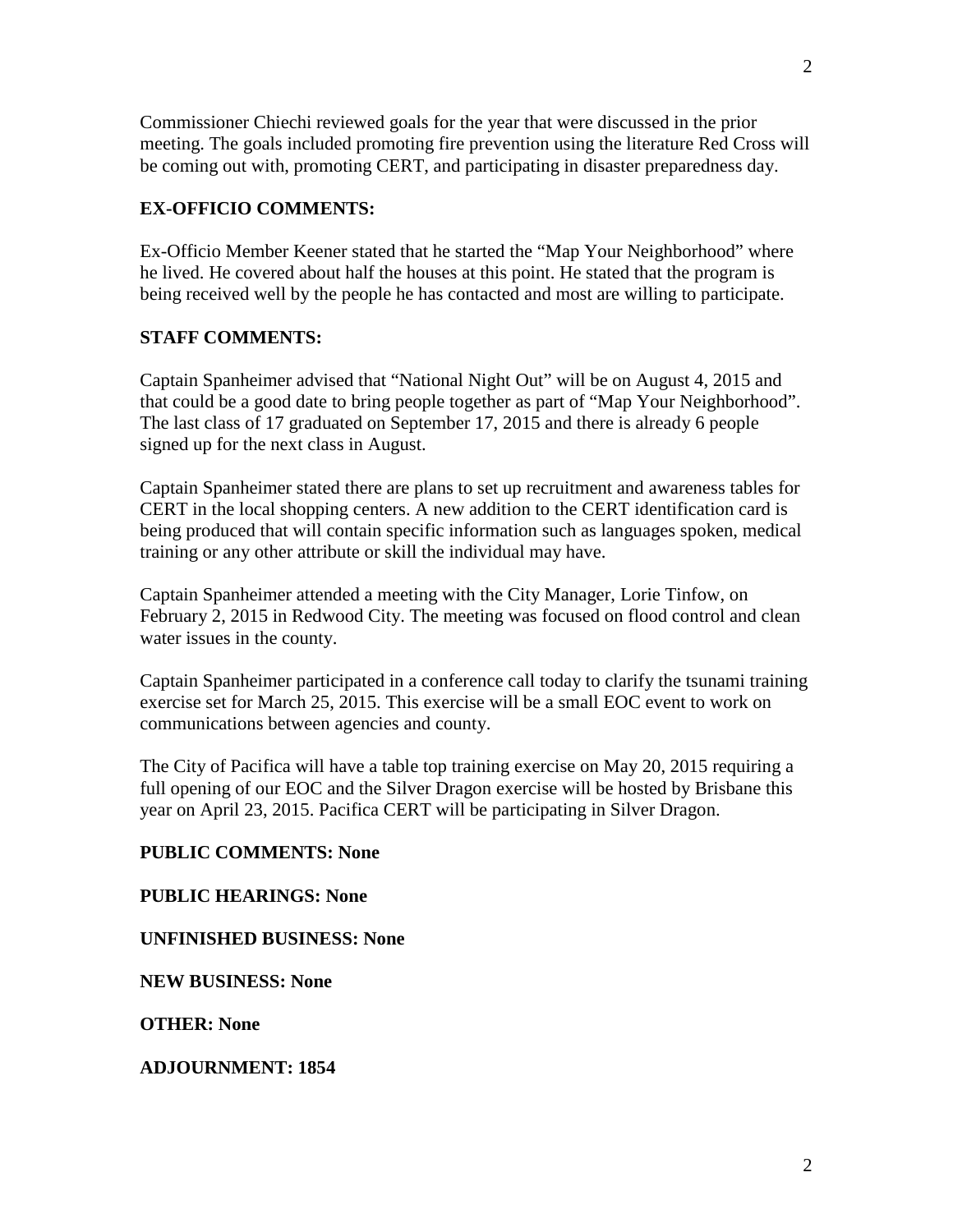Commissioner Chiechi reviewed goals for the year that were discussed in the prior meeting. The goals included promoting fire prevention using the literature Red Cross will be coming out with, promoting CERT, and participating in disaster preparedness day.

**EX-OFFICIO COMMENTS:**

Ex-Officio Member Keener stated that he started the "Map Your Neighborhood" where he lived. He covered about half the houses at this point. He stated that the program is being received well by the people he has contacted and most are willing to participate.

**STAFF COMMENTS:**

Captain Spanheimer advised that "National Night Out" will be on August 4, 2015 and that could be a good date to bring people together as part of "Map Your Neighborhood". The last class of 17 graduated on September 17, 2015 and there is already 6 people signed up for the next class in August.

Captain Spanheimer stated there are plans to set up recruitment and awareness tables for CERT in the local shopping centers. A new addition to the CERT identification card is being produced that will contain specific information such as languages spoken, medical training or any other attribute or skill the individual may have.

Captain Spanheimer attended a meeting with the City Manager, Lorie Tinfow, on February 2, 2015 in Redwood City. The meeting was focused on flood control and clean water issues in the county.

Captain Spanheimer participated in a conference call today to clarify the tsunami training exercise set for March 25, 2015. This exercise will be a small EOC event to work on communications between agencies and county.

The City of Pacifica will have a table top training exercise on May 20, 2015 requiring a full opening of our EOC and the Silver Dragon exercise will be hosted by Brisbane this year on April 23, 2015. Pacifica CERT will be participating in Silver Dragon.

**PUBLIC COMMENTS: None**

**PUBLIC HEARINGS: None**

**UNFINISHED BUSINESS: None**

**NEW BUSINESS: None**

**OTHER: None**

**ADJOURNMENT: 1854**